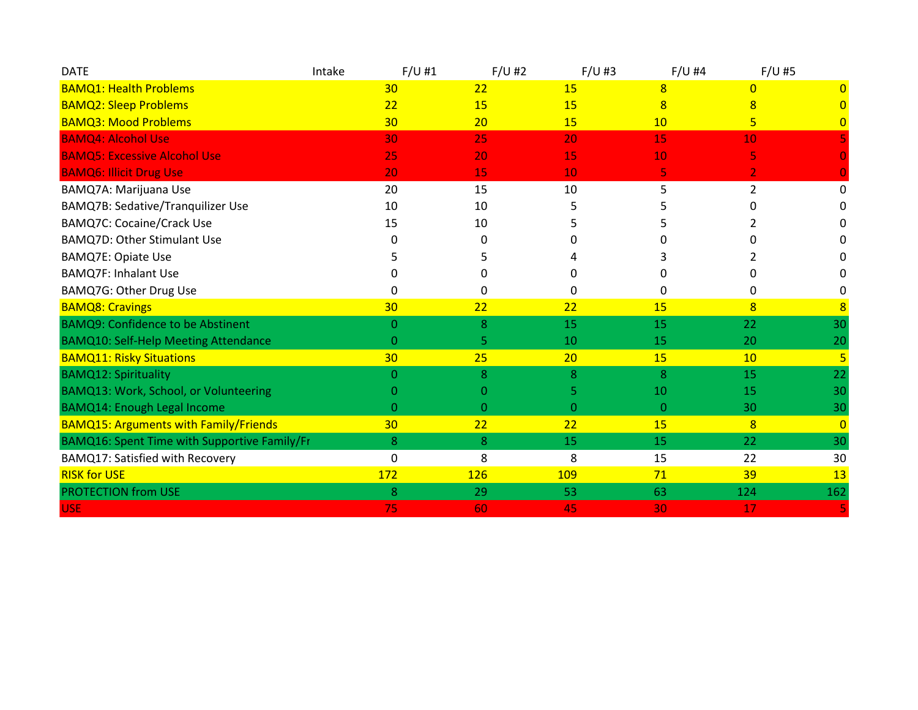| DATE | Intake | F/U #1 | F/U #2 | F/U #3 | F/U #4 | F/U #5 |
|---|---|---|---|---|---|---|
| BAMQ1: Health Problems | 30 | 22 | 15 | 8 | 0 | 0 |
| BAMQ2: Sleep Problems | 22 | 15 | 15 | 8 | 8 | 0 |
| BAMQ3: Mood Problems | 30 | 20 | 15 | 10 | 5 | 0 |
| BAMQ4: Alcohol Use | 30 | 25 | 20 | 15 | 10 | 5 |
| BAMQ5: Excessive Alcohol Use | 25 | 20 | 15 | 10 | 5 | 0 |
| BAMQ6: Illicit Drug Use | 20 | 15 | 10 | 5 | 2 | 0 |
| BAMQ7A: Marijuana Use | 20 | 15 | 10 | 5 | 2 | 0 |
| BAMQ7B: Sedative/Tranquilizer Use | 10 | 10 | 5 | 5 | 0 | 0 |
| BAMQ7C: Cocaine/Crack Use | 15 | 10 | 5 | 5 | 2 | 0 |
| BAMQ7D: Other Stimulant Use | 0 | 0 | 0 | 0 | 0 | 0 |
| BAMQ7E: Opiate Use | 5 | 5 | 4 | 3 | 2 | 0 |
| BAMQ7F: Inhalant Use | 0 | 0 | 0 | 0 | 0 | 0 |
| BAMQ7G: Other Drug Use | 0 | 0 | 0 | 0 | 0 | 0 |
| BAMQ8: Cravings | 30 | 22 | 22 | 15 | 8 | 8 |
| BAMQ9: Confidence to be Abstinent | 0 | 8 | 15 | 15 | 22 | 30 |
| BAMQ10: Self-Help Meeting Attendance | 0 | 5 | 10 | 15 | 20 | 20 |
| BAMQ11: Risky Situations | 30 | 25 | 20 | 15 | 10 | 5 |
| BAMQ12: Spirituality | 0 | 8 | 8 | 8 | 15 | 22 |
| BAMQ13: Work, School, or Volunteering | 0 | 0 | 5 | 10 | 15 | 30 |
| BAMQ14: Enough Legal Income | 0 | 0 | 0 | 0 | 30 | 30 |
| BAMQ15: Arguments with Family/Friends | 30 | 22 | 22 | 15 | 8 | 0 |
| BAMQ16: Spent Time with Supportive Family/Fr | 8 | 8 | 15 | 15 | 22 | 30 |
| BAMQ17: Satisfied with Recovery | 0 | 8 | 8 | 15 | 22 | 30 |
| RISK for USE | 172 | 126 | 109 | 71 | 39 | 13 |
| PROTECTION from USE | 8 | 29 | 53 | 63 | 124 | 162 |
| USE | 75 | 60 | 45 | 30 | 17 | 5 |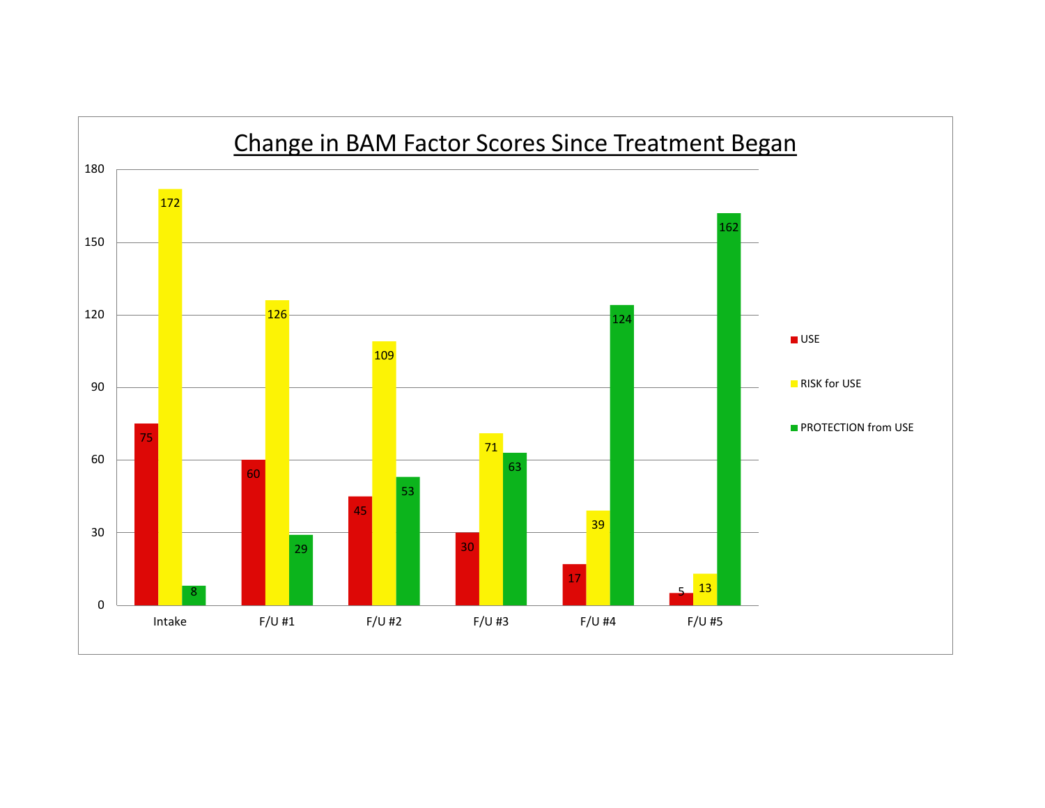## Change in BAM Factor Scores Since Treatment Began

| | USE | RISK for USE | PROTECTION from USE |
|---|---|---|---|
| Intake | 75 | 172 | 8 |
| F/U #1 | 60 | 126 | 29 |
| F/U #2 | 45 | 109 | 53 |
| F/U #3 | 30 | 71 | 63 |
| F/U #4 | 17 | 39 | 124 |
| F/U #5 | 5 | 13 | 162 |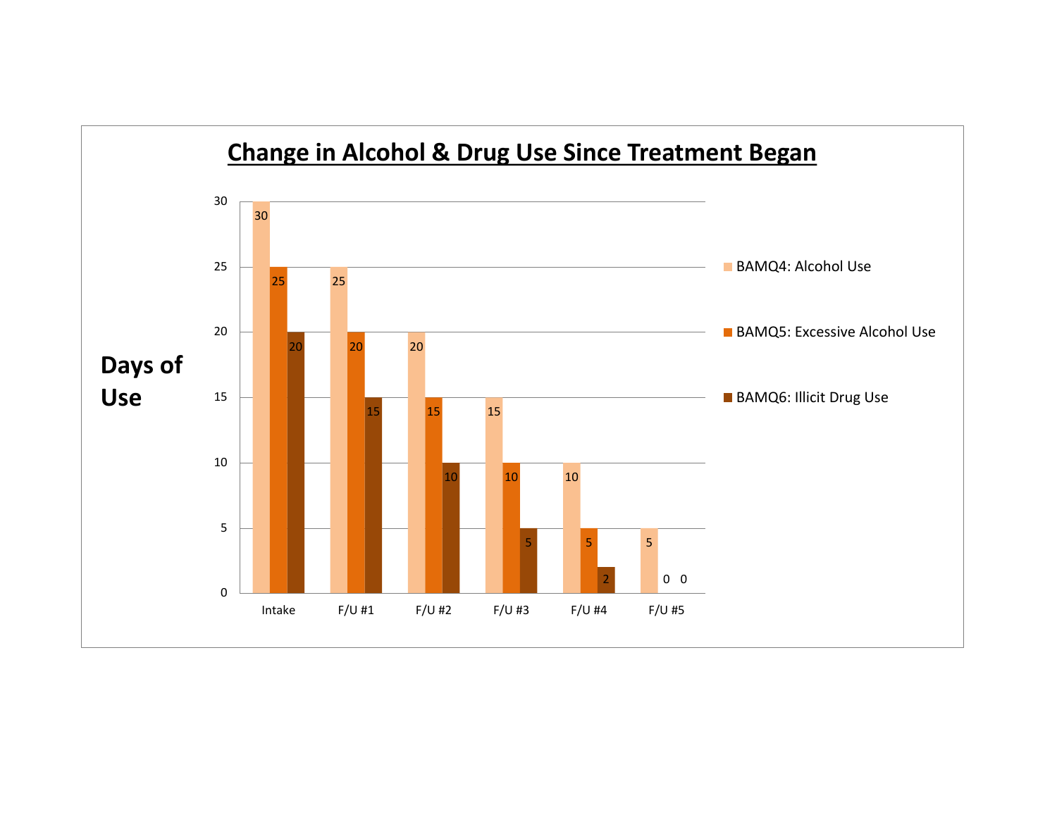## Change in Alcohol & Drug Use Since Treatment Began

| Days of Use | Intake | F/U #1 | F/U #2 | F/U #3 | F/U #4 | F/U #5 |
|---|---|---|---|---|---|---|
| BAMQ4: Alcohol Use | 30 | 25 | 20 | 15 | 10 | 5 |
| BAMQ5: Excessive Alcohol Use | 25 | 20 | 15 | 10 | 5 | 0 |
| BAMQ6: Illicit Drug Use | 20 | 15 | 10 | 5 | 2 | 0 |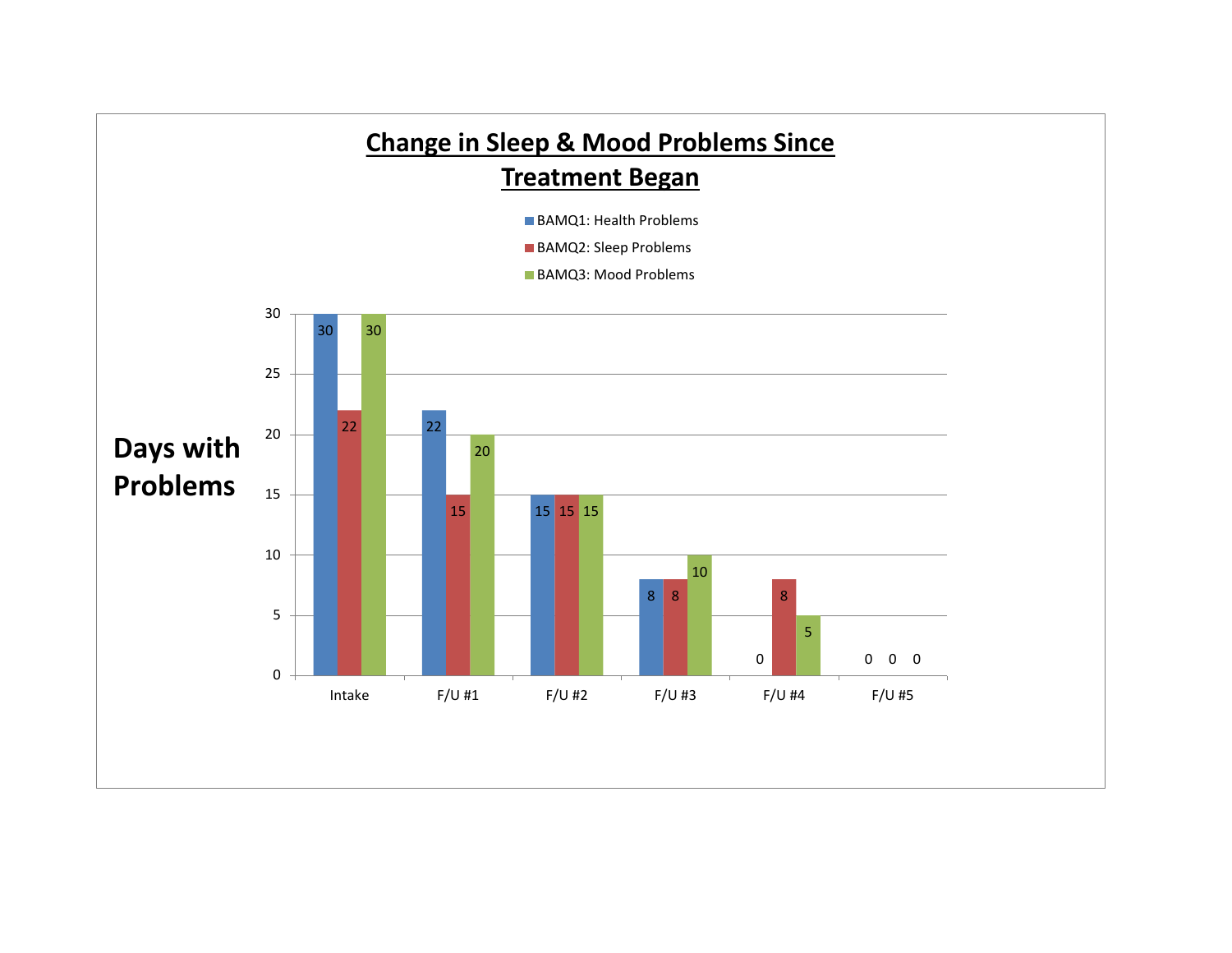## Change in Sleep & Mood Problems Since Treatment Began

Days with Problems

| | BAMQ1: Health Problems | BAMQ2: Sleep Problems | BAMQ3: Mood Problems |
|---|---|---|---|
| Intake | 30 | 22 | 30 |
| F/U #1 | 22 | 15 | 20 |
| F/U #2 | 15 | 15 | 15 |
| F/U #3 | 8 | 8 | 10 |
| F/U #4 | 0 | 8 | 5 |
| F/U #5 | 0 | 0 | 0 |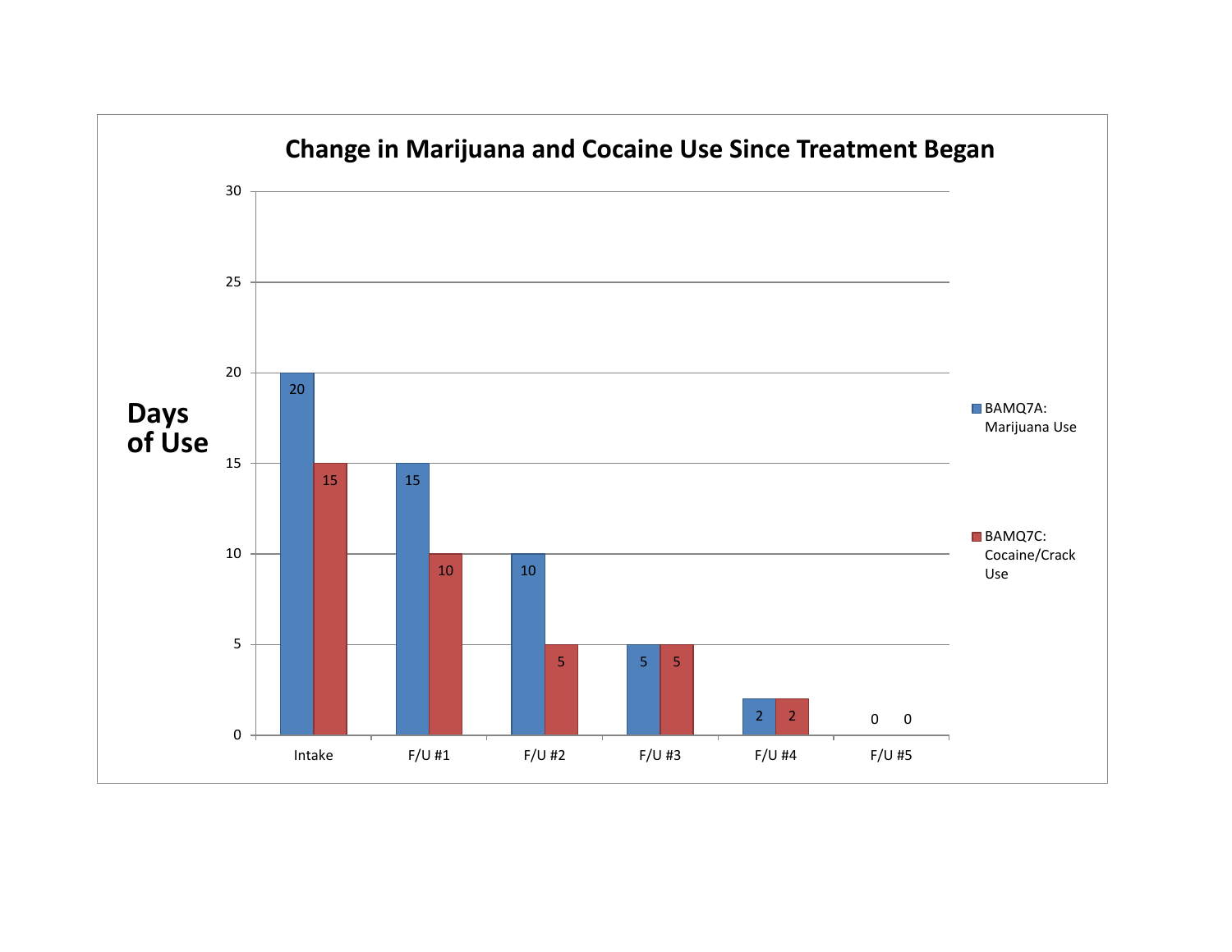## Change in Marijuana and Cocaine Use Since Treatment Began

| Days of Use | Intake | F/U #1 | F/U #2 | F/U #3 | F/U #4 | F/U #5 |
|---|---|---|---|---|---|---|
| BAMQ7A: Marijuana Use | 20 | 15 | 10 | 5 | 2 | 0 |
| BAMQ7C: Cocaine/Crack Use | 15 | 10 | 5 | 5 | 2 | 0 |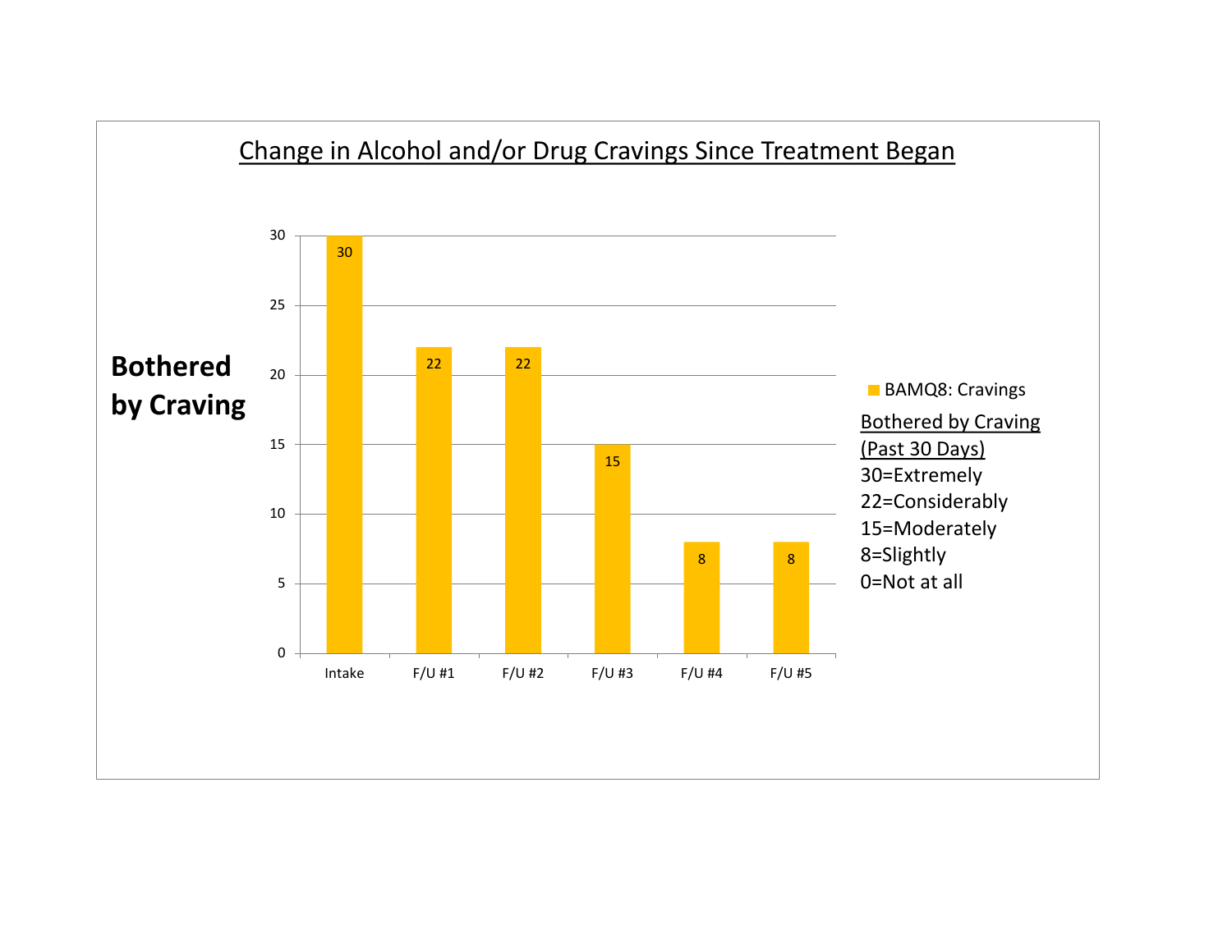## Change in Alcohol and/or Drug Cravings Since Treatment Began

**Bothered by Craving**

| | Intake | F/U #1 | F/U #2 | F/U #3 | F/U #4 | F/U #5 |
|---|---|---|---|---|---|---|
| BAMQ8: Cravings | 30 | 22 | 22 | 15 | 8 | 8 |

Bothered by Craving (Past 30 Days)

30=Extremely
22=Considerably
15=Moderately
8=Slightly
0=Not at all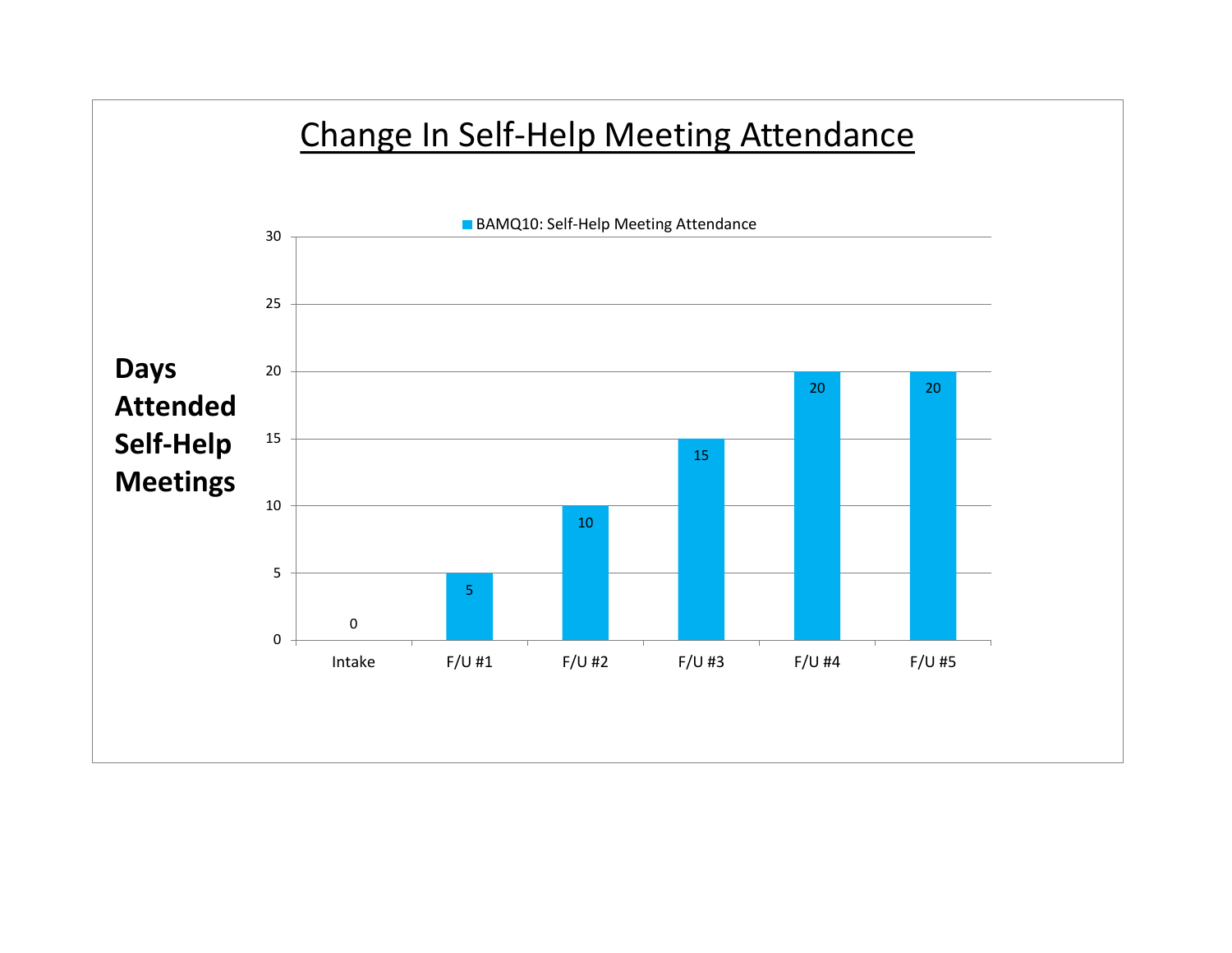# Change In Self-Help Meeting Attendance

BAMQ10: Self-Help Meeting Attendance

| | Days Attended Self-Help Meetings |
|---|---|
| Intake | 0 |
| F/U #1 | 5 |
| F/U #2 | 10 |
| F/U #3 | 15 |
| F/U #4 | 20 |
| F/U #5 | 20 |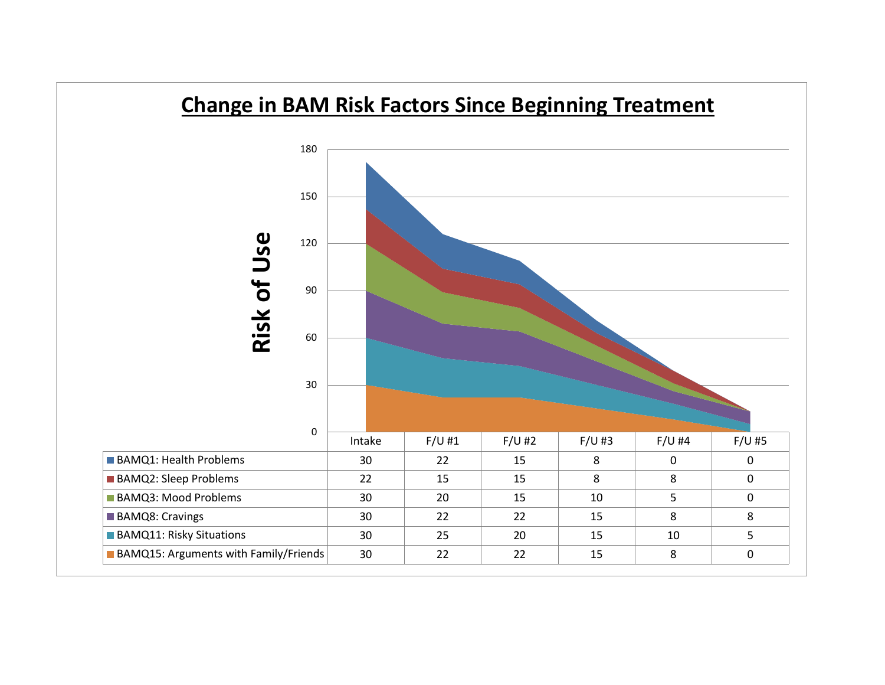# Change in BAM Risk Factors Since Beginning Treatment

Risk of Use

| | Intake | F/U #1 | F/U #2 | F/U #3 | F/U #4 | F/U #5 |
|---|---|---|---|---|---|---|
| BAMQ1: Health Problems | 30 | 22 | 15 | 8 | 0 | 0 |
| BAMQ2: Sleep Problems | 22 | 15 | 15 | 8 | 8 | 0 |
| BAMQ3: Mood Problems | 30 | 20 | 15 | 10 | 5 | 0 |
| BAMQ8: Cravings | 30 | 22 | 22 | 15 | 8 | 8 |
| BAMQ11: Risky Situations | 30 | 25 | 20 | 15 | 10 | 5 |
| BAMQ15: Arguments with Family/Friends | 30 | 22 | 22 | 15 | 8 | 0 |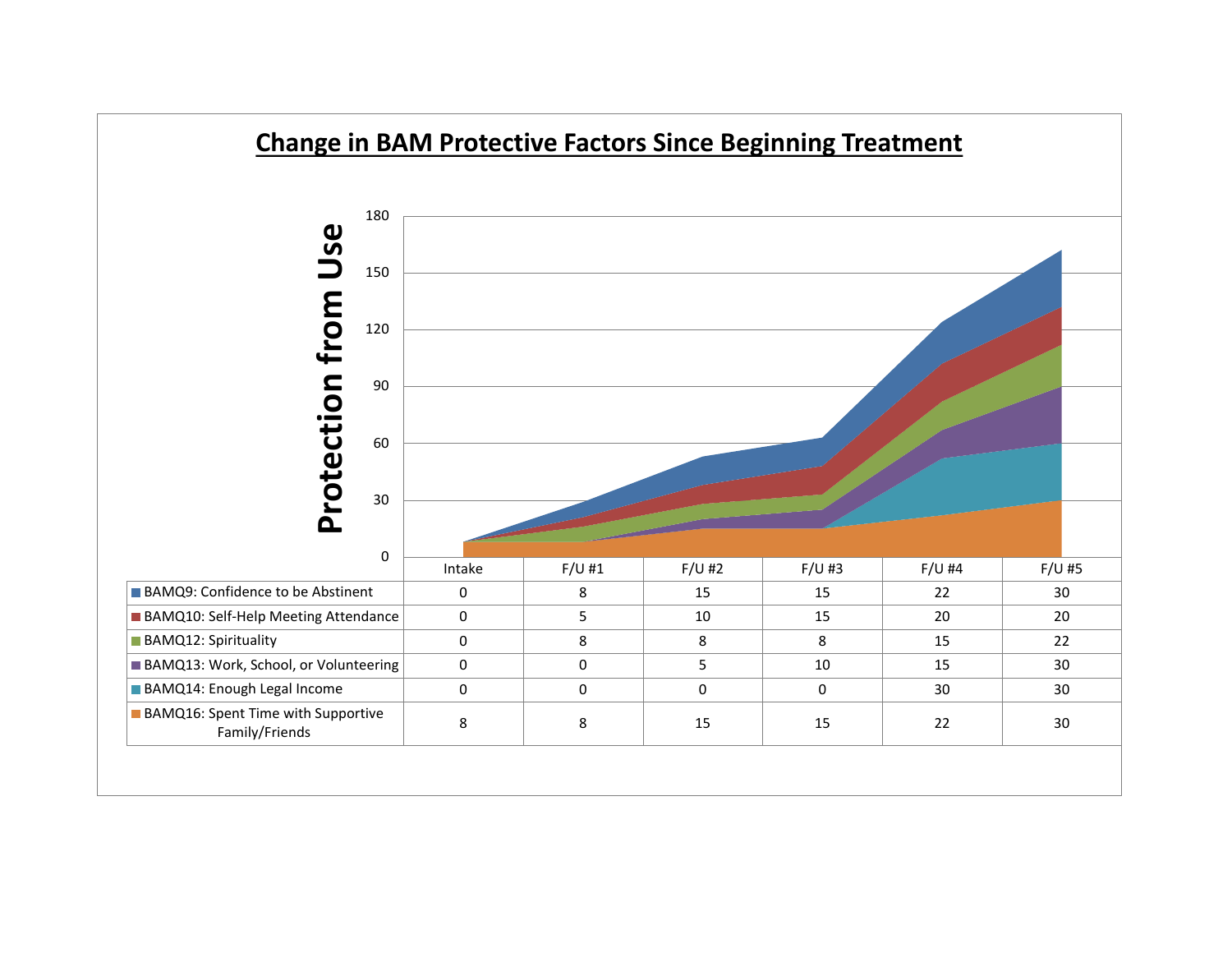## Change in BAM Protective Factors Since Beginning Treatment

Protection from Use

| | Intake | F/U #1 | F/U #2 | F/U #3 | F/U #4 | F/U #5 |
|---|---|---|---|---|---|---|
| BAMQ9: Confidence to be Abstinent | 0 | 8 | 15 | 15 | 22 | 30 |
| BAMQ10: Self-Help Meeting Attendance | 0 | 5 | 10 | 15 | 20 | 20 |
| BAMQ12: Spirituality | 0 | 8 | 8 | 8 | 15 | 22 |
| BAMQ13: Work, School, or Volunteering | 0 | 0 | 5 | 10 | 15 | 30 |
| BAMQ14: Enough Legal Income | 0 | 0 | 0 | 0 | 30 | 30 |
| BAMQ16: Spent Time with Supportive Family/Friends | 8 | 8 | 15 | 15 | 22 | 30 |